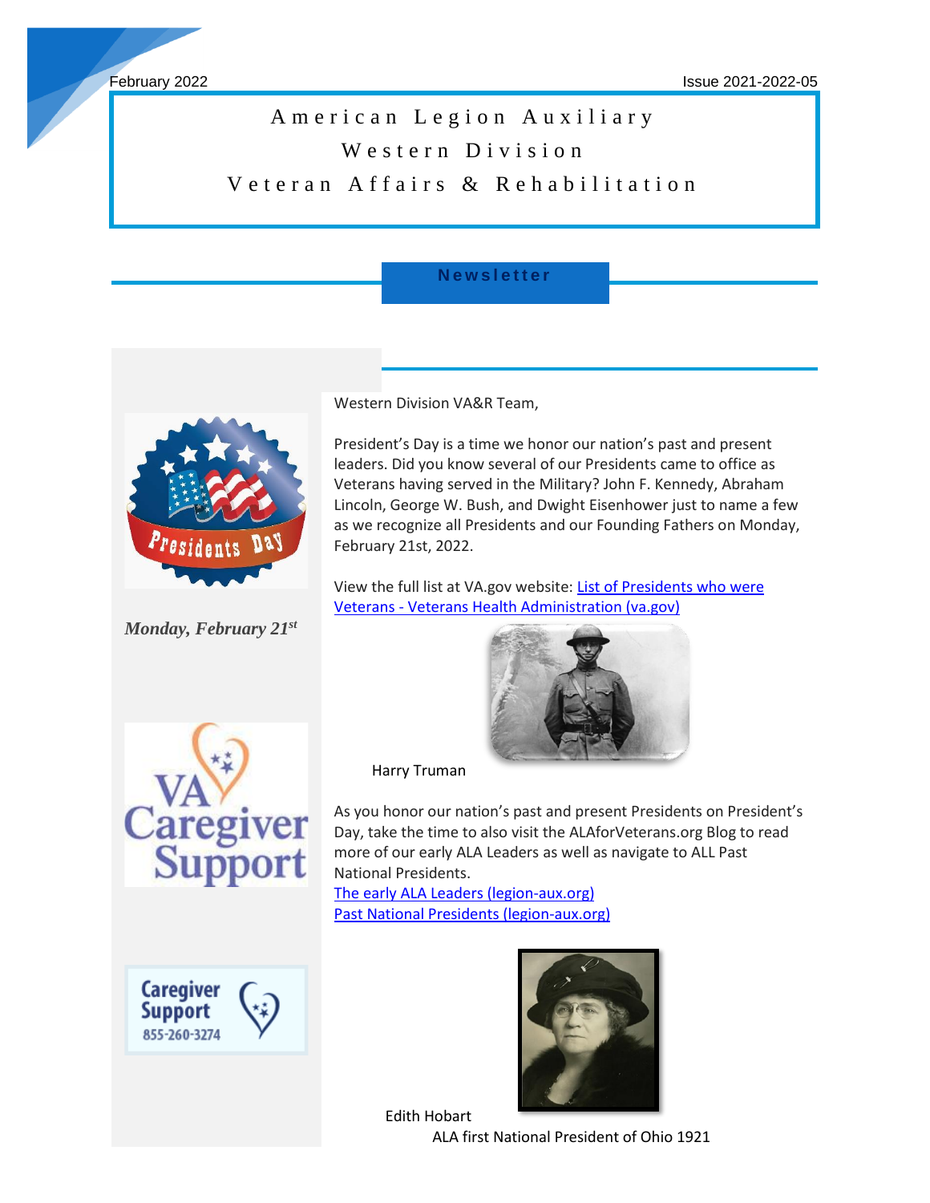February 2022

Issue 2021-2022-05

# American Legion Auxiliary
# Western Division
# Veteran Affairs & Rehabilitation

## Newsletter

Western Division VA&R Team,

President's Day is a time we honor our nation's past and present leaders. Did you know several of our Presidents came to office as Veterans having served in the Military? John F. Kennedy, Abraham Lincoln, George W. Bush, and Dwight Eisenhower just to name a few as we recognize all Presidents and our Founding Fathers on Monday, February 21st, 2022.

View the full list at VA.gov website: [List of Presidents who were Veterans - Veterans Health Administration (va.gov)]()

Harry Truman

As you honor our nation's past and present Presidents on President's Day, take the time to also visit the ALAforVeterans.org Blog to read more of our early ALA Leaders as well as navigate to ALL Past National Presidents.

[The early ALA Leaders (legion-aux.org)]()

[Past National Presidents (legion-aux.org)]()

Edith Hobart
ALA first National President of Ohio 1921

Presidents Day

*Monday, February 21st*

VA Caregiver Support

Caregiver Support 855-260-3274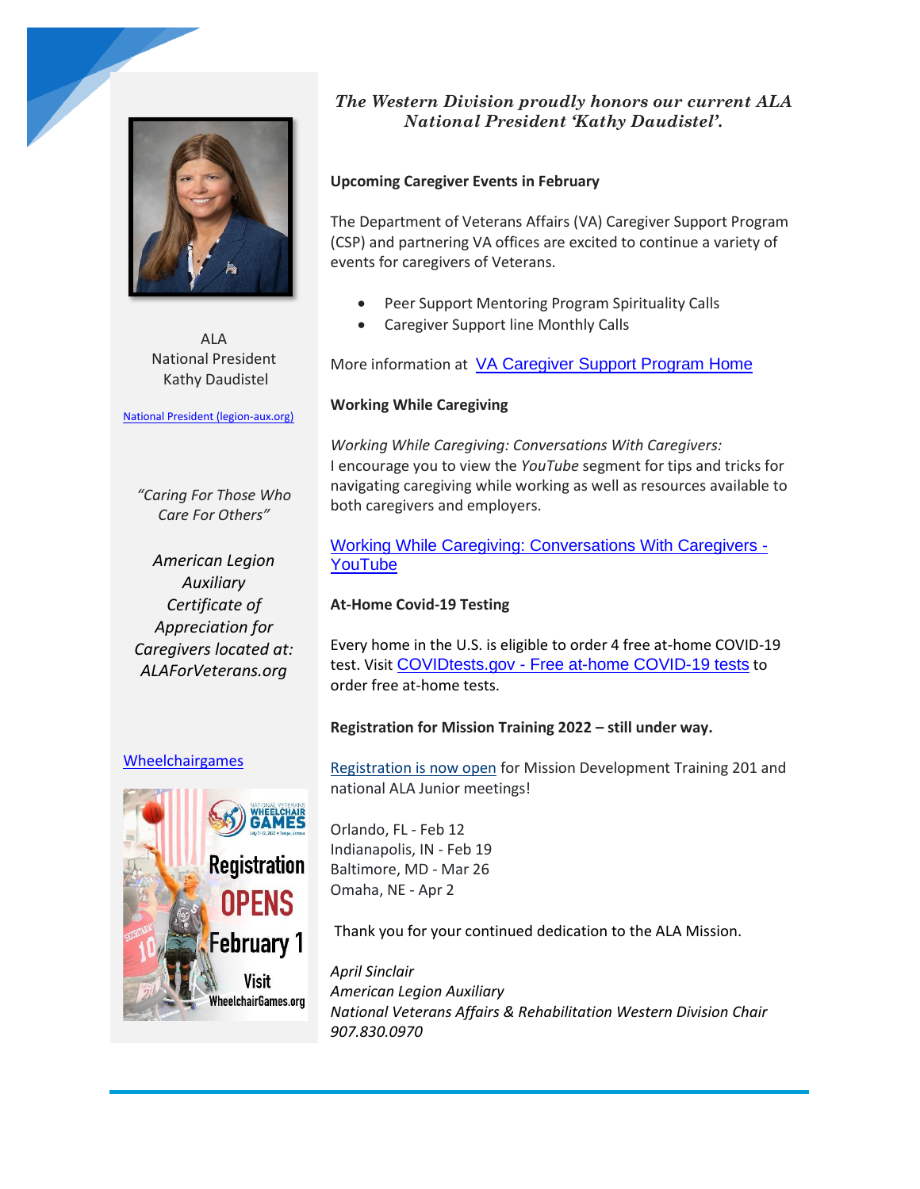ALA
National President
Kathy Daudistel

[National President (legion-aux.org)]

*"Caring For Those Who Care For Others"*

*American Legion Auxiliary Certificate of Appreciation for Caregivers located at: ALAForVeterans.org*

[Wheelchairgames]

NATIONAL VETERANS WHEELCHAIR GAMES

Registration OPENS February 1

Visit WheelchairGames.org

***The Western Division proudly honors our current ALA National President 'Kathy Daudistel'.***

**Upcoming Caregiver Events in February**

The Department of Veterans Affairs (VA) Caregiver Support Program (CSP) and partnering VA offices are excited to continue a variety of events for caregivers of Veterans.

- Peer Support Mentoring Program Spirituality Calls
- Caregiver Support line Monthly Calls

More information at [VA Caregiver Support Program Home]

**Working While Caregiving**

*Working While Caregiving: Conversations With Caregivers:*
I encourage you to view the *YouTube* segment for tips and tricks for navigating caregiving while working as well as resources available to both caregivers and employers.

[Working While Caregiving: Conversations With Caregivers - YouTube]

**At-Home Covid-19 Testing**

Every home in the U.S. is eligible to order 4 free at-home COVID-19 test. Visit [COVIDtests.gov - Free at-home COVID-19 tests] to order free at-home tests.

**Registration for Mission Training 2022 – still under way.**

[Registration is now open] for Mission Development Training 201 and national ALA Junior meetings!

Orlando, FL - Feb 12
Indianapolis, IN - Feb 19
Baltimore, MD - Mar 26
Omaha, NE - Apr 2

Thank you for your continued dedication to the ALA Mission.

*April Sinclair*
*American Legion Auxiliary*
*National Veterans Affairs & Rehabilitation Western Division Chair*
*907.830.0970*